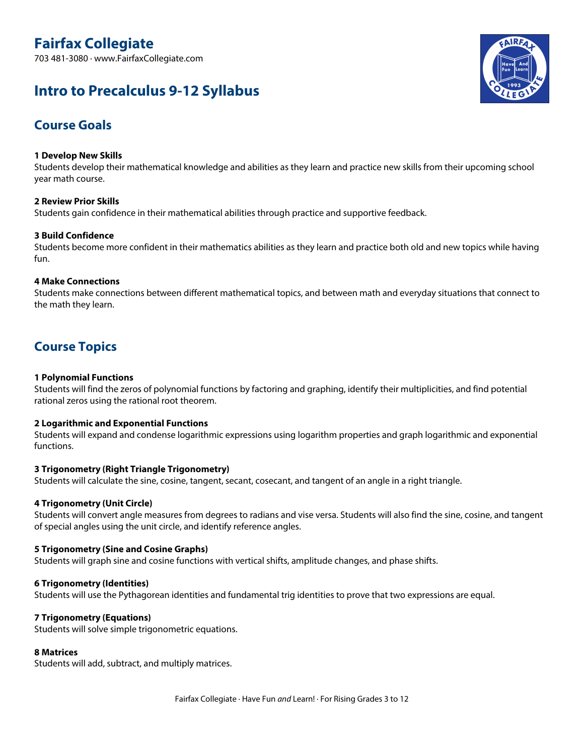# Fairfax Collegiate

703 481-3080 · www.FairfaxCollegiate.com

## Intro to Precalculus 9-12 Syllabus

## Course Goals

**1 Develop New Skills**
Students develop their mathematical knowledge and abilities as they learn and practice new skills from their upcoming school year math course.

**2 Review Prior Skills**
Students gain confidence in their mathematical abilities through practice and supportive feedback.

**3 Build Confidence**
Students become more confident in their mathematics abilities as they learn and practice both old and new topics while having fun.

**4 Make Connections**
Students make connections between different mathematical topics, and between math and everyday situations that connect to the math they learn.

## Course Topics

**1 Polynomial Functions**
Students will find the zeros of polynomial functions by factoring and graphing, identify their multiplicities, and find potential rational zeros using the rational root theorem.

**2 Logarithmic and Exponential Functions**
Students will expand and condense logarithmic expressions using logarithm properties and graph logarithmic and exponential functions.

**3 Trigonometry (Right Triangle Trigonometry)**
Students will calculate the sine, cosine, tangent, secant, cosecant, and tangent of an angle in a right triangle.

**4 Trigonometry (Unit Circle)**
Students will convert angle measures from degrees to radians and vise versa. Students will also find the sine, cosine, and tangent of special angles using the unit circle, and identify reference angles.

**5 Trigonometry (Sine and Cosine Graphs)**
Students will graph sine and cosine functions with vertical shifts, amplitude changes, and phase shifts.

**6 Trigonometry (Identities)**
Students will use the Pythagorean identities and fundamental trig identities to prove that two expressions are equal.

**7 Trigonometry (Equations)**
Students will solve simple trigonometric equations.

**8 Matrices**
Students will add, subtract, and multiply matrices.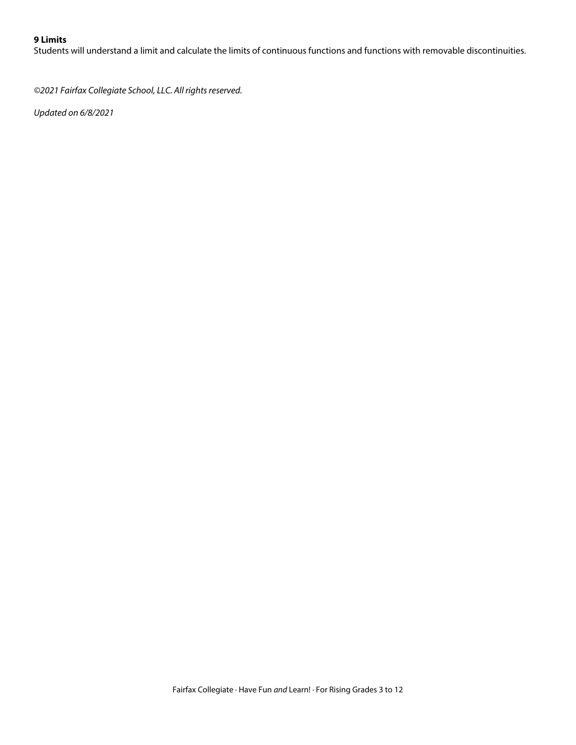**9 Limits**
Students will understand a limit and calculate the limits of continuous functions and functions with removable discontinuities.

*©2021 Fairfax Collegiate School, LLC. All rights reserved.*

*Updated on 6/8/2021*